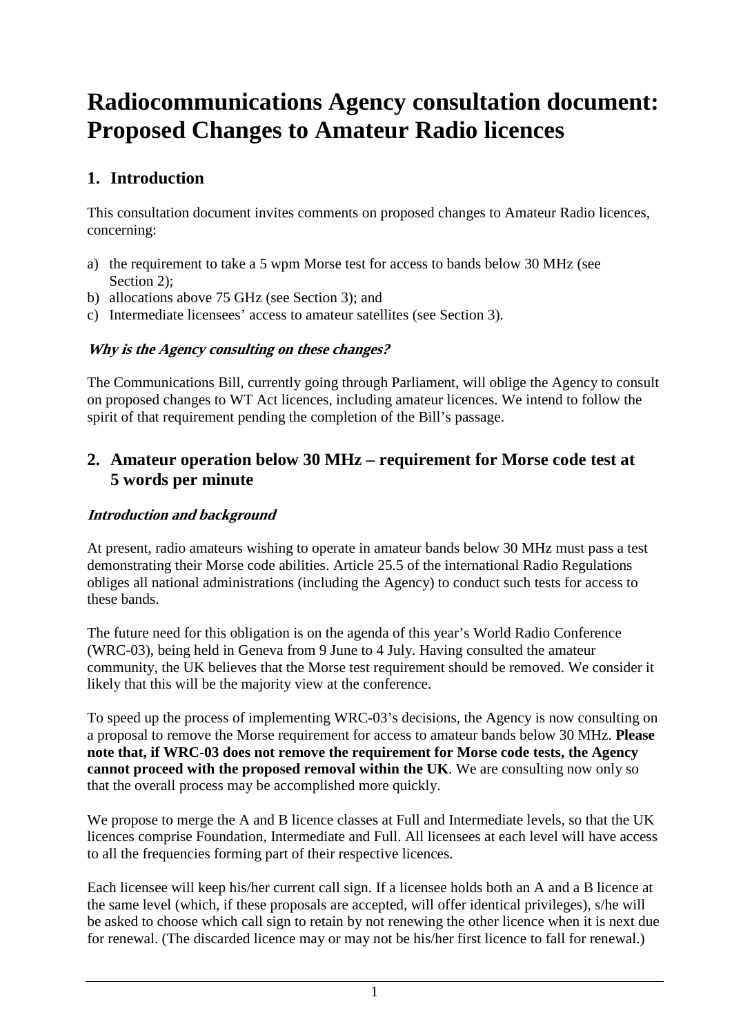# Radiocommunications Agency consultation document: Proposed Changes to Amateur Radio licences

## 1. Introduction

This consultation document invites comments on proposed changes to Amateur Radio licences, concerning:

a) the requirement to take a 5 wpm Morse test for access to bands below 30 MHz (see Section 2);
b) allocations above 75 GHz (see Section 3); and
c) Intermediate licensees' access to amateur satellites (see Section 3).

### *Why is the Agency consulting on these changes?*

The Communications Bill, currently going through Parliament, will oblige the Agency to consult on proposed changes to WT Act licences, including amateur licences. We intend to follow the spirit of that requirement pending the completion of the Bill's passage.

## 2. Amateur operation below 30 MHz – requirement for Morse code test at 5 words per minute

### *Introduction and background*

At present, radio amateurs wishing to operate in amateur bands below 30 MHz must pass a test demonstrating their Morse code abilities. Article 25.5 of the international Radio Regulations obliges all national administrations (including the Agency) to conduct such tests for access to these bands.

The future need for this obligation is on the agenda of this year's World Radio Conference (WRC-03), being held in Geneva from 9 June to 4 July. Having consulted the amateur community, the UK believes that the Morse test requirement should be removed. We consider it likely that this will be the majority view at the conference.

To speed up the process of implementing WRC-03's decisions, the Agency is now consulting on a proposal to remove the Morse requirement for access to amateur bands below 30 MHz. **Please note that, if WRC-03 does not remove the requirement for Morse code tests, the Agency cannot proceed with the proposed removal within the UK**. We are consulting now only so that the overall process may be accomplished more quickly.

We propose to merge the A and B licence classes at Full and Intermediate levels, so that the UK licences comprise Foundation, Intermediate and Full. All licensees at each level will have access to all the frequencies forming part of their respective licences.

Each licensee will keep his/her current call sign. If a licensee holds both an A and a B licence at the same level (which, if these proposals are accepted, will offer identical privileges), s/he will be asked to choose which call sign to retain by not renewing the other licence when it is next due for renewal. (The discarded licence may or may not be his/her first licence to fall for renewal.)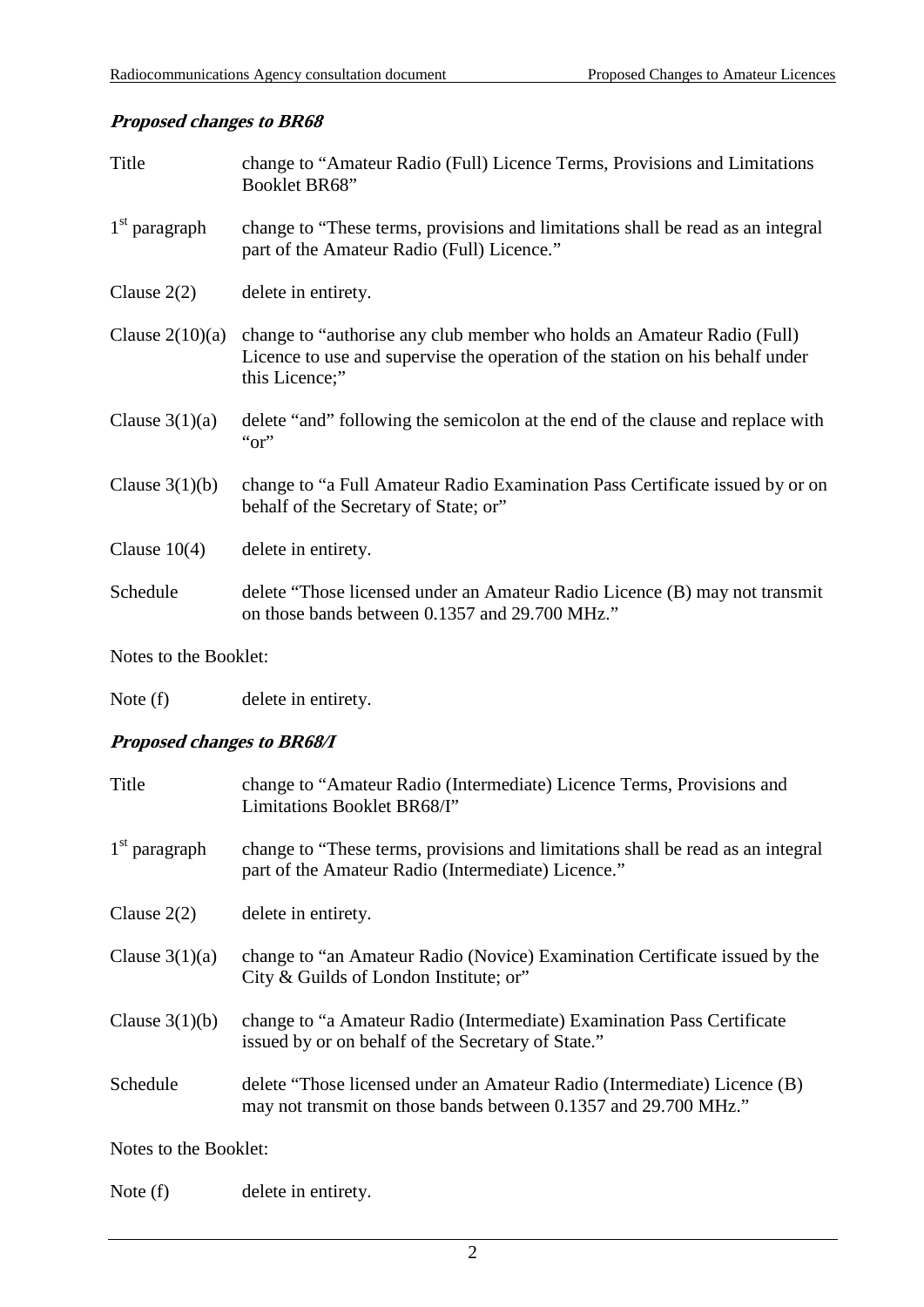### *Proposed changes to BR68*

| | |
|---|---|
| Title | change to "Amateur Radio (Full) Licence Terms, Provisions and Limitations Booklet BR68" |
| 1st paragraph | change to "These terms, provisions and limitations shall be read as an integral part of the Amateur Radio (Full) Licence." |
| Clause 2(2) | delete in entirety. |
| Clause 2(10)(a) | change to "authorise any club member who holds an Amateur Radio (Full) Licence to use and supervise the operation of the station on his behalf under this Licence;" |
| Clause 3(1)(a) | delete "and" following the semicolon at the end of the clause and replace with "or" |
| Clause 3(1)(b) | change to "a Full Amateur Radio Examination Pass Certificate issued by or on behalf of the Secretary of State; or" |
| Clause 10(4) | delete in entirety. |
| Schedule | delete "Those licensed under an Amateur Radio Licence (B) may not transmit on those bands between 0.1357 and 29.700 MHz." |

Notes to the Booklet:

| | |
|---|---|
| Note (f) | delete in entirety. |

### *Proposed changes to BR68/I*

| | |
|---|---|
| Title | change to "Amateur Radio (Intermediate) Licence Terms, Provisions and Limitations Booklet BR68/I" |
| 1st paragraph | change to "These terms, provisions and limitations shall be read as an integral part of the Amateur Radio (Intermediate) Licence." |
| Clause 2(2) | delete in entirety. |
| Clause 3(1)(a) | change to "an Amateur Radio (Novice) Examination Certificate issued by the City & Guilds of London Institute; or" |
| Clause 3(1)(b) | change to "a Amateur Radio (Intermediate) Examination Pass Certificate issued by or on behalf of the Secretary of State." |
| Schedule | delete "Those licensed under an Amateur Radio (Intermediate) Licence (B) may not transmit on those bands between 0.1357 and 29.700 MHz." |

Notes to the Booklet:

| | |
|---|---|
| Note (f) | delete in entirety. |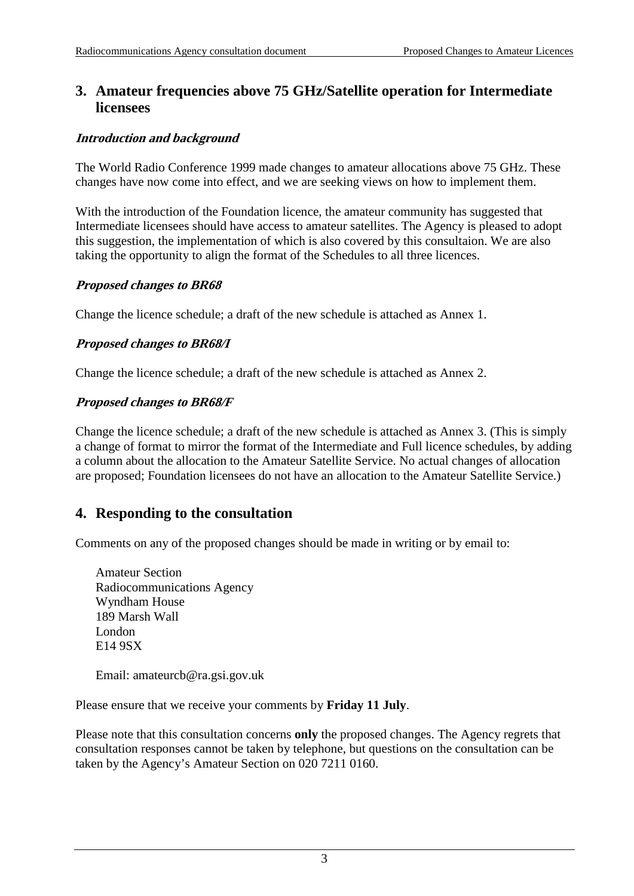## 3. Amateur frequencies above 75 GHz/Satellite operation for Intermediate licensees

### *Introduction and background*

The World Radio Conference 1999 made changes to amateur allocations above 75 GHz. These changes have now come into effect, and we are seeking views on how to implement them.

With the introduction of the Foundation licence, the amateur community has suggested that Intermediate licensees should have access to amateur satellites. The Agency is pleased to adopt this suggestion, the implementation of which is also covered by this consultaion. We are also taking the opportunity to align the format of the Schedules to all three licences.

### *Proposed changes to BR68*

Change the licence schedule; a draft of the new schedule is attached as Annex 1.

### *Proposed changes to BR68/I*

Change the licence schedule; a draft of the new schedule is attached as Annex 2.

### *Proposed changes to BR68/F*

Change the licence schedule; a draft of the new schedule is attached as Annex 3. (This is simply a change of format to mirror the format of the Intermediate and Full licence schedules, by adding a column about the allocation to the Amateur Satellite Service. No actual changes of allocation are proposed; Foundation licensees do not have an allocation to the Amateur Satellite Service.)

## 4. Responding to the consultation

Comments on any of the proposed changes should be made in writing or by email to:

Amateur Section
Radiocommunications Agency
Wyndham House
189 Marsh Wall
London
E14 9SX

Email: amateurcb@ra.gsi.gov.uk

Please ensure that we receive your comments by **Friday 11 July**.

Please note that this consultation concerns **only** the proposed changes. The Agency regrets that consultation responses cannot be taken by telephone, but questions on the consultation can be taken by the Agency's Amateur Section on 020 7211 0160.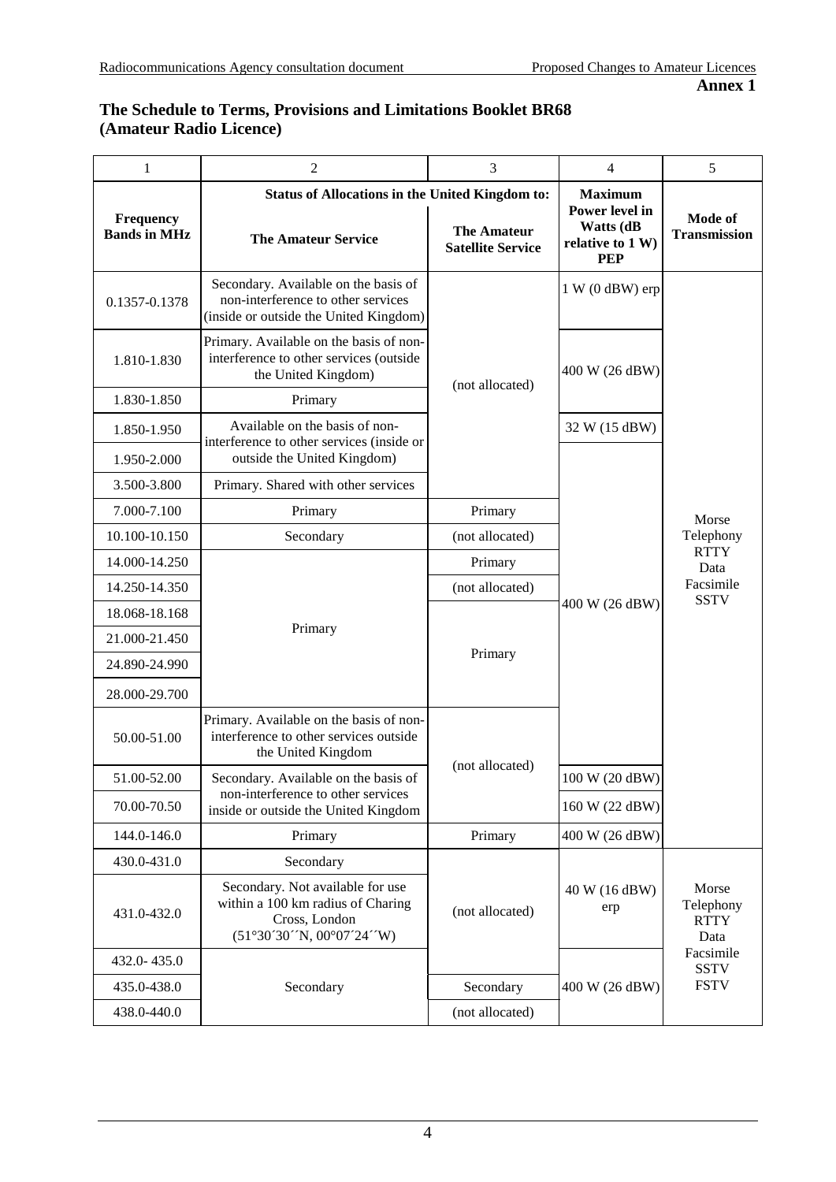**Annex 1**

## The Schedule to Terms, Provisions and Limitations Booklet BR68 (Amateur Radio Licence)

| 1 | 2 | 3 | 4 | 5 |
|---|---|---|---|---|
| **Frequency Bands in MHz** | **Status of Allocations in the United Kingdom to: The Amateur Service** | **Status of Allocations in the United Kingdom to: The Amateur Satellite Service** | **Maximum Power level in Watts (dB relative to 1 W) PEP** | **Mode of Transmission** |
| 0.1357-0.1378 | Secondary. Available on the basis of non-interference to other services (inside or outside the United Kingdom) | (not allocated) | 1 W (0 dBW) erp | Morse Telephony RTTY Data Facsimile SSTV |
| 1.810-1.830 | Primary. Available on the basis of non-interference to other services (outside the United Kingdom) | (not allocated) | 400 W (26 dBW) | Morse Telephony RTTY Data Facsimile SSTV |
| 1.830-1.850 | Primary | (not allocated) | 400 W (26 dBW) | Morse Telephony RTTY Data Facsimile SSTV |
| 1.850-1.950 | Available on the basis of non-interference to other services (inside or outside the United Kingdom) | (not allocated) | 32 W (15 dBW) | Morse Telephony RTTY Data Facsimile SSTV |
| 1.950-2.000 | Available on the basis of non-interference to other services (inside or outside the United Kingdom) | (not allocated) | 400 W (26 dBW) | Morse Telephony RTTY Data Facsimile SSTV |
| 3.500-3.800 | Primary. Shared with other services | (not allocated) | 400 W (26 dBW) | Morse Telephony RTTY Data Facsimile SSTV |
| 7.000-7.100 | Primary | Primary | 400 W (26 dBW) | Morse Telephony RTTY Data Facsimile SSTV |
| 10.100-10.150 | Secondary | (not allocated) | 400 W (26 dBW) | Morse Telephony RTTY Data Facsimile SSTV |
| 14.000-14.250 | Primary | Primary | 400 W (26 dBW) | Morse Telephony RTTY Data Facsimile SSTV |
| 14.250-14.350 | Primary | (not allocated) | 400 W (26 dBW) | Morse Telephony RTTY Data Facsimile SSTV |
| 18.068-18.168 | Primary | Primary | 400 W (26 dBW) | Morse Telephony RTTY Data Facsimile SSTV |
| 21.000-21.450 | Primary | Primary | 400 W (26 dBW) | Morse Telephony RTTY Data Facsimile SSTV |
| 24.890-24.990 | Primary | Primary | 400 W (26 dBW) | Morse Telephony RTTY Data Facsimile SSTV |
| 28.000-29.700 | Primary | Primary | 400 W (26 dBW) | Morse Telephony RTTY Data Facsimile SSTV |
| 50.00-51.00 | Primary. Available on the basis of non-interference to other services outside the United Kingdom | (not allocated) | 400 W (26 dBW) | Morse Telephony RTTY Data Facsimile SSTV |
| 51.00-52.00 | Secondary. Available on the basis of non-interference to other services inside or outside the United Kingdom | (not allocated) | 100 W (20 dBW) | Morse Telephony RTTY Data Facsimile SSTV |
| 70.00-70.50 | Secondary. Available on the basis of non-interference to other services inside or outside the United Kingdom | (not allocated) | 160 W (22 dBW) | Morse Telephony RTTY Data Facsimile SSTV |
| 144.0-146.0 | Primary | Primary | 400 W (26 dBW) | Morse Telephony RTTY Data Facsimile SSTV |
| 430.0-431.0 | Secondary | (not allocated) | 40 W (16 dBW) erp | Morse Telephony RTTY Data Facsimile SSTV FSTV |
| 431.0-432.0 | Secondary. Not available for use within a 100 km radius of Charing Cross, London (51°30´30´´N, 00°07´24´´W) | (not allocated) | 40 W (16 dBW) erp | Morse Telephony RTTY Data Facsimile SSTV FSTV |
| 432.0- 435.0 | Secondary | (not allocated) | 400 W (26 dBW) | Morse Telephony RTTY Data Facsimile SSTV FSTV |
| 435.0-438.0 | Secondary | Secondary | 400 W (26 dBW) | Morse Telephony RTTY Data Facsimile SSTV FSTV |
| 438.0-440.0 | Secondary | (not allocated) | 400 W (26 dBW) | Morse Telephony RTTY Data Facsimile SSTV FSTV |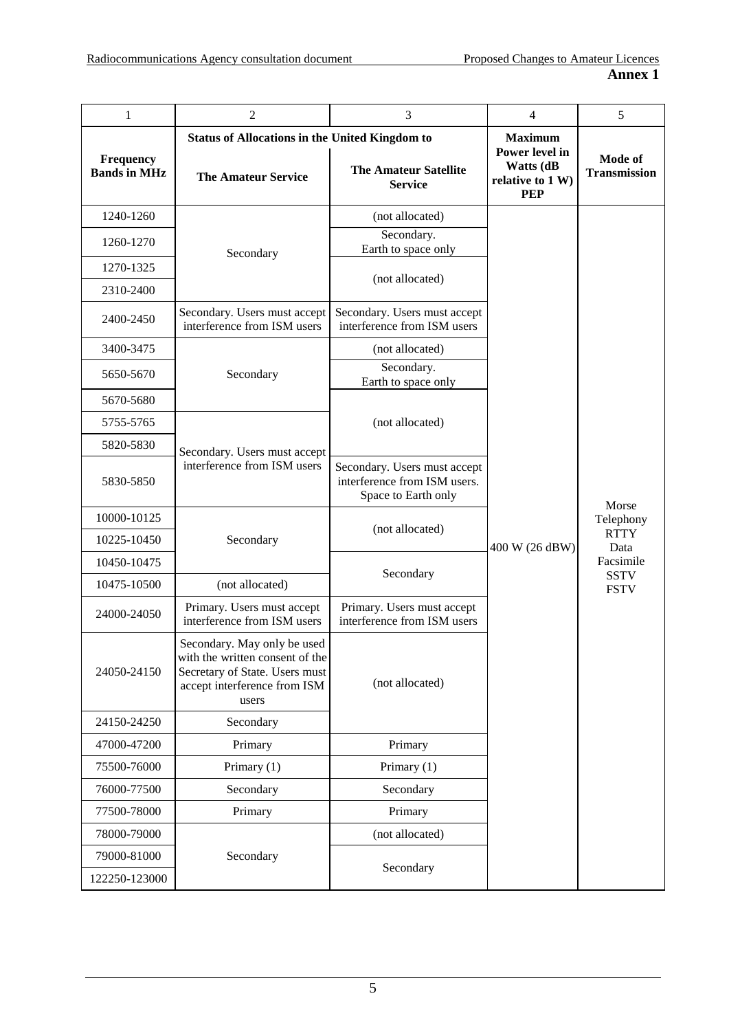**Annex 1**

| 1 | 2 | 3 | 4 | 5 |
|---|---|---|---|---|
| **Frequency Bands in MHz** | **Status of Allocations in the United Kingdom to** | | **Maximum Power level in Watts (dB relative to 1 W) PEP** | **Mode of Transmission** |
| | **The Amateur Service** | **The Amateur Satellite Service** | | |
| 1240-1260 | Secondary | (not allocated) | 400 W (26 dBW) | Morse Telephony RTTY Data Facsimile SSTV FSTV |
| 1260-1270 | Secondary | Secondary. Earth to space only | 400 W (26 dBW) | Morse Telephony RTTY Data Facsimile SSTV FSTV |
| 1270-1325 | Secondary | (not allocated) | 400 W (26 dBW) | Morse Telephony RTTY Data Facsimile SSTV FSTV |
| 2310-2400 | Secondary | (not allocated) | 400 W (26 dBW) | Morse Telephony RTTY Data Facsimile SSTV FSTV |
| 2400-2450 | Secondary. Users must accept interference from ISM users | Secondary. Users must accept interference from ISM users | 400 W (26 dBW) | Morse Telephony RTTY Data Facsimile SSTV FSTV |
| 3400-3475 | Secondary | (not allocated) | 400 W (26 dBW) | Morse Telephony RTTY Data Facsimile SSTV FSTV |
| 5650-5670 | Secondary | Secondary. Earth to space only | 400 W (26 dBW) | Morse Telephony RTTY Data Facsimile SSTV FSTV |
| 5670-5680 | Secondary | (not allocated) | 400 W (26 dBW) | Morse Telephony RTTY Data Facsimile SSTV FSTV |
| 5755-5765 | Secondary. Users must accept interference from ISM users | (not allocated) | 400 W (26 dBW) | Morse Telephony RTTY Data Facsimile SSTV FSTV |
| 5820-5830 | Secondary. Users must accept interference from ISM users | (not allocated) | 400 W (26 dBW) | Morse Telephony RTTY Data Facsimile SSTV FSTV |
| 5830-5850 | Secondary. Users must accept interference from ISM users | Secondary. Users must accept interference from ISM users. Space to Earth only | 400 W (26 dBW) | Morse Telephony RTTY Data Facsimile SSTV FSTV |
| 10000-10125 | Secondary | (not allocated) | 400 W (26 dBW) | Morse Telephony RTTY Data Facsimile SSTV FSTV |
| 10225-10450 | Secondary | (not allocated) | 400 W (26 dBW) | Morse Telephony RTTY Data Facsimile SSTV FSTV |
| 10450-10475 | Secondary | Secondary | 400 W (26 dBW) | Morse Telephony RTTY Data Facsimile SSTV FSTV |
| 10475-10500 | (not allocated) | Secondary | 400 W (26 dBW) | Morse Telephony RTTY Data Facsimile SSTV FSTV |
| 24000-24050 | Primary. Users must accept interference from ISM users | Primary. Users must accept interference from ISM users | 400 W (26 dBW) | Morse Telephony RTTY Data Facsimile SSTV FSTV |
| 24050-24150 | Secondary. May only be used with the written consent of the Secretary of State. Users must accept interference from ISM users | (not allocated) | 400 W (26 dBW) | Morse Telephony RTTY Data Facsimile SSTV FSTV |
| 24150-24250 | Secondary | (not allocated) | 400 W (26 dBW) | Morse Telephony RTTY Data Facsimile SSTV FSTV |
| 47000-47200 | Primary | Primary | 400 W (26 dBW) | Morse Telephony RTTY Data Facsimile SSTV FSTV |
| 75500-76000 | Primary (1) | Primary (1) | 400 W (26 dBW) | Morse Telephony RTTY Data Facsimile SSTV FSTV |
| 76000-77500 | Secondary | Secondary | 400 W (26 dBW) | Morse Telephony RTTY Data Facsimile SSTV FSTV |
| 77500-78000 | Primary | Primary | 400 W (26 dBW) | Morse Telephony RTTY Data Facsimile SSTV FSTV |
| 78000-79000 | Secondary | (not allocated) | 400 W (26 dBW) | Morse Telephony RTTY Data Facsimile SSTV FSTV |
| 79000-81000 | Secondary | Secondary | 400 W (26 dBW) | Morse Telephony RTTY Data Facsimile SSTV FSTV |
| 122250-123000 | Secondary | Secondary | 400 W (26 dBW) | Morse Telephony RTTY Data Facsimile SSTV FSTV |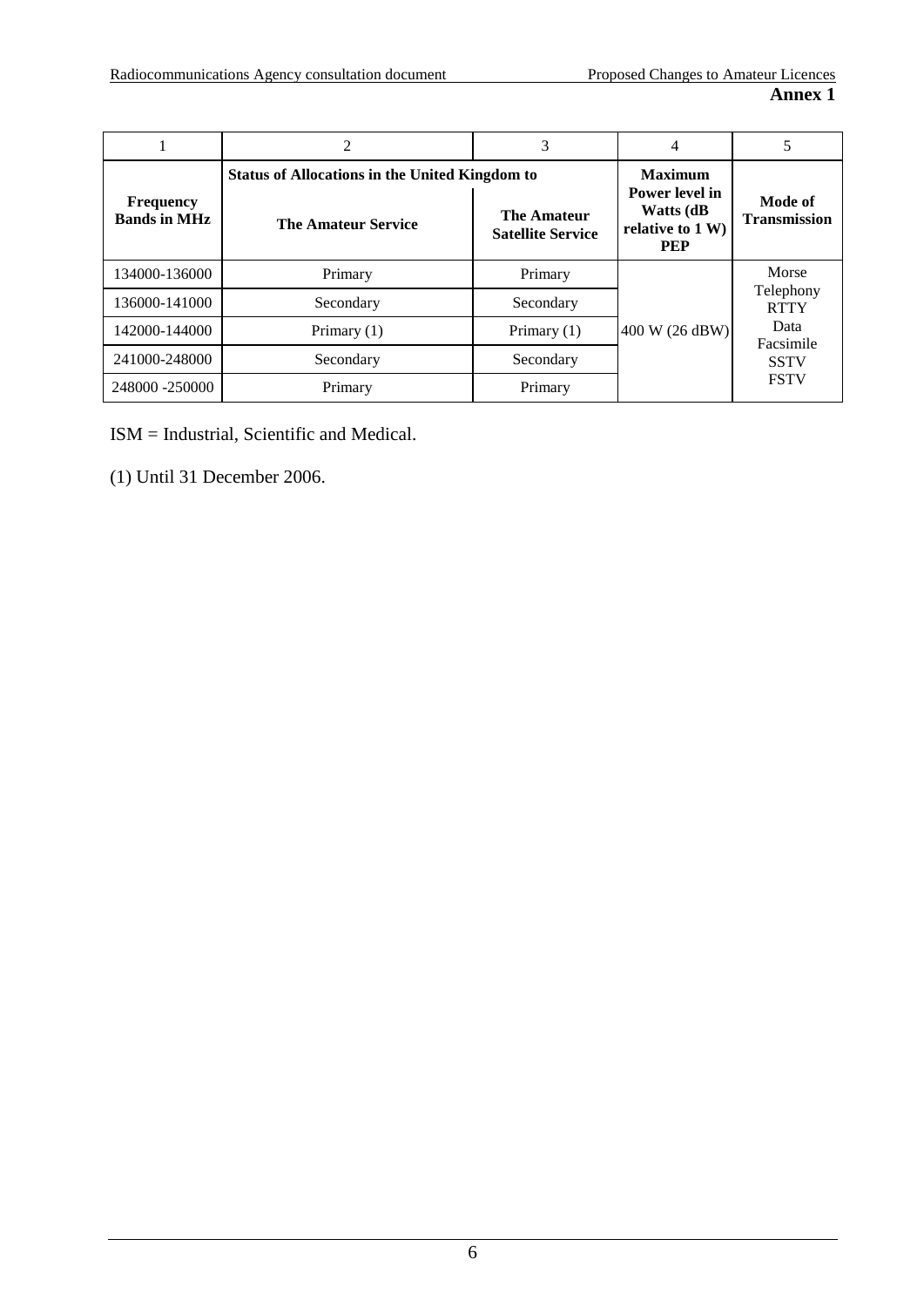**Annex 1**

| 1 | 2 | 3 | 4 | 5 |
|---|---|---|---|---|
| **Frequency Bands in MHz** | **Status of Allocations in the United Kingdom to** | | **Maximum Power level in Watts (dB relative to 1 W) PEP** | **Mode of Transmission** |
| | **The Amateur Service** | **The Amateur Satellite Service** | | |
| 134000-136000 | Primary | Primary | 400 W (26 dBW) | Morse Telephony RTTY Data Facsimile SSTV FSTV |
| 136000-141000 | Secondary | Secondary | | |
| 142000-144000 | Primary (1) | Primary (1) | | |
| 241000-248000 | Secondary | Secondary | | |
| 248000 -250000 | Primary | Primary | | |

ISM = Industrial, Scientific and Medical.

(1) Until 31 December 2006.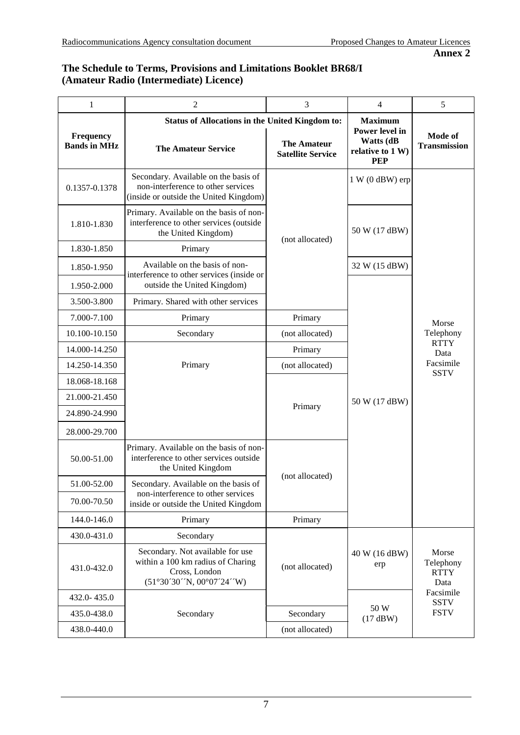**Annex 2**

## The Schedule to Terms, Provisions and Limitations Booklet BR68/I (Amateur Radio (Intermediate) Licence)

| 1 | 2 | 3 | 4 | 5 |
|---|---|---|---|---|
| | Status of Allocations in the United Kingdom to: | | | |
| Frequency Bands in MHz | The Amateur Service | The Amateur Satellite Service | Maximum Power level in Watts (dB relative to 1 W) PEP | Mode of Transmission |
| 0.1357-0.1378 | Secondary. Available on the basis of non-interference to other services (inside or outside the United Kingdom) | (not allocated) | 1 W (0 dBW) erp | Morse Telephony RTTY Data Facsimile SSTV |
| 1.810-1.830 | Primary. Available on the basis of non-interference to other services (outside the United Kingdom) | (not allocated) | 50 W (17 dBW) | Morse Telephony RTTY Data Facsimile SSTV |
| 1.830-1.850 | Primary | (not allocated) | 50 W (17 dBW) | Morse Telephony RTTY Data Facsimile SSTV |
| 1.850-1.950 | Available on the basis of non-interference to other services (inside or outside the United Kingdom) | (not allocated) | 32 W (15 dBW) | Morse Telephony RTTY Data Facsimile SSTV |
| 1.950-2.000 | Available on the basis of non-interference to other services (inside or outside the United Kingdom) | (not allocated) | 50 W (17 dBW) | Morse Telephony RTTY Data Facsimile SSTV |
| 3.500-3.800 | Primary. Shared with other services | (not allocated) | 50 W (17 dBW) | Morse Telephony RTTY Data Facsimile SSTV |
| 7.000-7.100 | Primary | Primary | 50 W (17 dBW) | Morse Telephony RTTY Data Facsimile SSTV |
| 10.100-10.150 | Secondary | (not allocated) | 50 W (17 dBW) | Morse Telephony RTTY Data Facsimile SSTV |
| 14.000-14.250 | Primary | Primary | 50 W (17 dBW) | Morse Telephony RTTY Data Facsimile SSTV |
| 14.250-14.350 | Primary | (not allocated) | 50 W (17 dBW) | Morse Telephony RTTY Data Facsimile SSTV |
| 18.068-18.168 | Primary | Primary | 50 W (17 dBW) | Morse Telephony RTTY Data Facsimile SSTV |
| 21.000-21.450 | Primary | Primary | 50 W (17 dBW) | Morse Telephony RTTY Data Facsimile SSTV |
| 24.890-24.990 | Primary | Primary | 50 W (17 dBW) | Morse Telephony RTTY Data Facsimile SSTV |
| 28.000-29.700 | Primary | Primary | 50 W (17 dBW) | Morse Telephony RTTY Data Facsimile SSTV |
| 50.00-51.00 | Primary. Available on the basis of non-interference to other services outside the United Kingdom | (not allocated) | 50 W (17 dBW) | Morse Telephony RTTY Data Facsimile SSTV |
| 51.00-52.00 | Secondary. Available on the basis of non-interference to other services inside or outside the United Kingdom | (not allocated) | 50 W (17 dBW) | Morse Telephony RTTY Data Facsimile SSTV |
| 70.00-70.50 | Secondary. Available on the basis of non-interference to other services inside or outside the United Kingdom | (not allocated) | 50 W (17 dBW) | Morse Telephony RTTY Data Facsimile SSTV |
| 144.0-146.0 | Primary | Primary | 50 W (17 dBW) | Morse Telephony RTTY Data Facsimile SSTV |
| 430.0-431.0 | Secondary | (not allocated) | 40 W (16 dBW) erp | Morse Telephony RTTY Data Facsimile SSTV FSTV |
| 431.0-432.0 | Secondary. Not available for use within a 100 km radius of Charing Cross, London (51°30´30´´N, 00°07´24´´W) | (not allocated) | 40 W (16 dBW) erp | Morse Telephony RTTY Data Facsimile SSTV FSTV |
| 432.0- 435.0 | Secondary | (not allocated) | 50 W (17 dBW) | Morse Telephony RTTY Data Facsimile SSTV FSTV |
| 435.0-438.0 | Secondary | Secondary | 50 W (17 dBW) | Morse Telephony RTTY Data Facsimile SSTV FSTV |
| 438.0-440.0 | Secondary | (not allocated) | 50 W (17 dBW) | Morse Telephony RTTY Data Facsimile SSTV FSTV |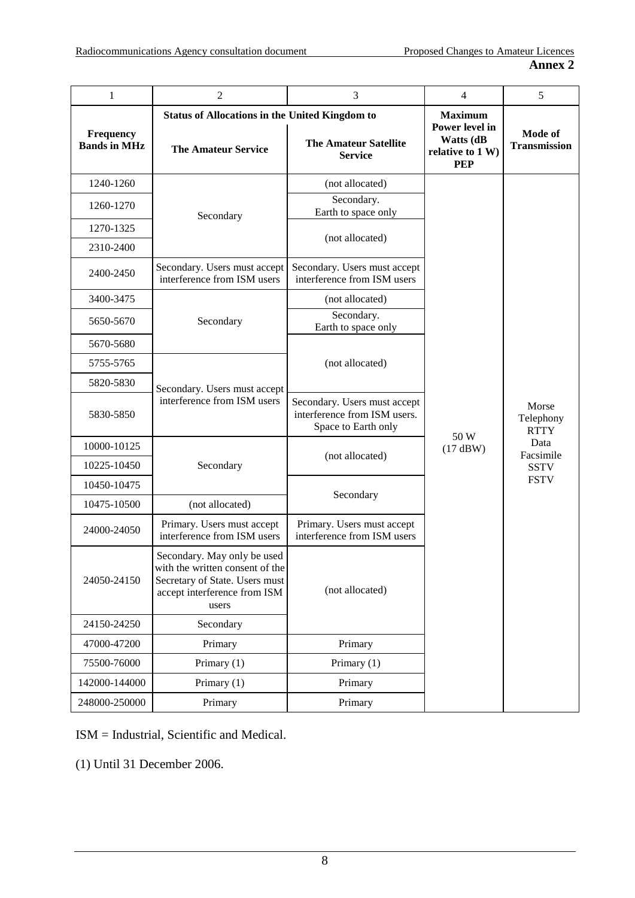**Annex 2**

| 1 | 2 | 3 | 4 | 5 |
|---|---|---|---|---|
| **Frequency Bands in MHz** | **Status of Allocations in the United Kingdom to** | | **Maximum Power level in Watts (dB relative to 1 W) PEP** | **Mode of Transmission** |
| | **The Amateur Service** | **The Amateur Satellite Service** | | |
| 1240-1260 | Secondary | (not allocated) | 50 W (17 dBW) | Morse Telephony RTTY Data Facsimile SSTV FSTV |
| 1260-1270 | Secondary | Secondary. Earth to space only | 50 W (17 dBW) | Morse Telephony RTTY Data Facsimile SSTV FSTV |
| 1270-1325 | Secondary | (not allocated) | 50 W (17 dBW) | Morse Telephony RTTY Data Facsimile SSTV FSTV |
| 2310-2400 | Secondary | (not allocated) | 50 W (17 dBW) | Morse Telephony RTTY Data Facsimile SSTV FSTV |
| 2400-2450 | Secondary. Users must accept interference from ISM users | Secondary. Users must accept interference from ISM users | 50 W (17 dBW) | Morse Telephony RTTY Data Facsimile SSTV FSTV |
| 3400-3475 | Secondary | (not allocated) | 50 W (17 dBW) | Morse Telephony RTTY Data Facsimile SSTV FSTV |
| 5650-5670 | Secondary | Secondary. Earth to space only | 50 W (17 dBW) | Morse Telephony RTTY Data Facsimile SSTV FSTV |
| 5670-5680 | Secondary | (not allocated) | 50 W (17 dBW) | Morse Telephony RTTY Data Facsimile SSTV FSTV |
| 5755-5765 | Secondary. Users must accept interference from ISM users | (not allocated) | 50 W (17 dBW) | Morse Telephony RTTY Data Facsimile SSTV FSTV |
| 5820-5830 | Secondary. Users must accept interference from ISM users | (not allocated) | 50 W (17 dBW) | Morse Telephony RTTY Data Facsimile SSTV FSTV |
| 5830-5850 | Secondary. Users must accept interference from ISM users | Secondary. Users must accept interference from ISM users. Space to Earth only | 50 W (17 dBW) | Morse Telephony RTTY Data Facsimile SSTV FSTV |
| 10000-10125 | Secondary | (not allocated) | 50 W (17 dBW) | Morse Telephony RTTY Data Facsimile SSTV FSTV |
| 10225-10450 | Secondary | (not allocated) | 50 W (17 dBW) | Morse Telephony RTTY Data Facsimile SSTV FSTV |
| 10450-10475 | Secondary | Secondary | 50 W (17 dBW) | Morse Telephony RTTY Data Facsimile SSTV FSTV |
| 10475-10500 | (not allocated) | Secondary | 50 W (17 dBW) | Morse Telephony RTTY Data Facsimile SSTV FSTV |
| 24000-24050 | Primary. Users must accept interference from ISM users | Primary. Users must accept interference from ISM users | 50 W (17 dBW) | Morse Telephony RTTY Data Facsimile SSTV FSTV |
| 24050-24150 | Secondary. May only be used with the written consent of the Secretary of State. Users must accept interference from ISM users | (not allocated) | 50 W (17 dBW) | Morse Telephony RTTY Data Facsimile SSTV FSTV |
| 24150-24250 | Secondary | (not allocated) | 50 W (17 dBW) | Morse Telephony RTTY Data Facsimile SSTV FSTV |
| 47000-47200 | Primary | Primary | 50 W (17 dBW) | Morse Telephony RTTY Data Facsimile SSTV FSTV |
| 75500-76000 | Primary (1) | Primary (1) | 50 W (17 dBW) | Morse Telephony RTTY Data Facsimile SSTV FSTV |
| 142000-144000 | Primary (1) | Primary | 50 W (17 dBW) | Morse Telephony RTTY Data Facsimile SSTV FSTV |
| 248000-250000 | Primary | Primary | 50 W (17 dBW) | Morse Telephony RTTY Data Facsimile SSTV FSTV |

ISM = Industrial, Scientific and Medical.

(1) Until 31 December 2006.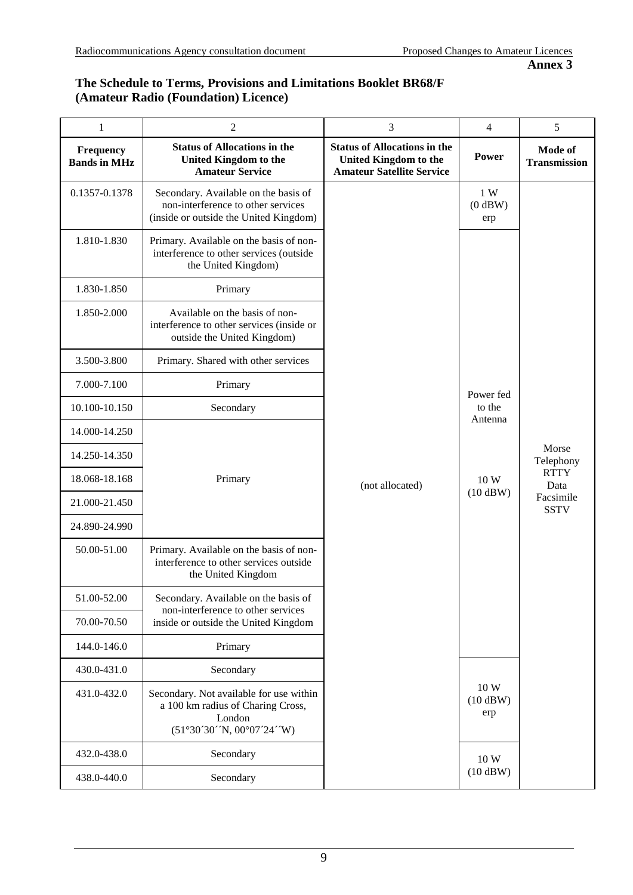**Annex 3**

## The Schedule to Terms, Provisions and Limitations Booklet BR68/F (Amateur Radio (Foundation) Licence)

| 1 | 2 | 3 | 4 | 5 |
|---|---|---|---|---|
| **Frequency Bands in MHz** | **Status of Allocations in the United Kingdom to the Amateur Service** | **Status of Allocations in the United Kingdom to the Amateur Satellite Service** | **Power** | **Mode of Transmission** |
| 0.1357-0.1378 | Secondary. Available on the basis of non-interference to other services (inside or outside the United Kingdom) | (not allocated) | 1 W (0 dBW) erp | Morse Telephony RTTY Data Facsimile SSTV |
| 1.810-1.830 | Primary. Available on the basis of non-interference to other services (outside the United Kingdom) | (not allocated) | Power fed to the Antenna 10 W (10 dBW) | Morse Telephony RTTY Data Facsimile SSTV |
| 1.830-1.850 | Primary | (not allocated) | Power fed to the Antenna 10 W (10 dBW) | Morse Telephony RTTY Data Facsimile SSTV |
| 1.850-2.000 | Available on the basis of non-interference to other services (inside or outside the United Kingdom) | (not allocated) | Power fed to the Antenna 10 W (10 dBW) | Morse Telephony RTTY Data Facsimile SSTV |
| 3.500-3.800 | Primary. Shared with other services | (not allocated) | Power fed to the Antenna 10 W (10 dBW) | Morse Telephony RTTY Data Facsimile SSTV |
| 7.000-7.100 | Primary | (not allocated) | Power fed to the Antenna 10 W (10 dBW) | Morse Telephony RTTY Data Facsimile SSTV |
| 10.100-10.150 | Secondary | (not allocated) | Power fed to the Antenna 10 W (10 dBW) | Morse Telephony RTTY Data Facsimile SSTV |
| 14.000-14.250 | Primary | (not allocated) | Power fed to the Antenna 10 W (10 dBW) | Morse Telephony RTTY Data Facsimile SSTV |
| 14.250-14.350 | Primary | (not allocated) | Power fed to the Antenna 10 W (10 dBW) | Morse Telephony RTTY Data Facsimile SSTV |
| 18.068-18.168 | Primary | (not allocated) | Power fed to the Antenna 10 W (10 dBW) | Morse Telephony RTTY Data Facsimile SSTV |
| 21.000-21.450 | Primary | (not allocated) | Power fed to the Antenna 10 W (10 dBW) | Morse Telephony RTTY Data Facsimile SSTV |
| 24.890-24.990 | Primary | (not allocated) | Power fed to the Antenna 10 W (10 dBW) | Morse Telephony RTTY Data Facsimile SSTV |
| 50.00-51.00 | Primary. Available on the basis of non-interference to other services outside the United Kingdom | (not allocated) | Power fed to the Antenna 10 W (10 dBW) | Morse Telephony RTTY Data Facsimile SSTV |
| 51.00-52.00 | Secondary. Available on the basis of non-interference to other services inside or outside the United Kingdom | (not allocated) | Power fed to the Antenna 10 W (10 dBW) | Morse Telephony RTTY Data Facsimile SSTV |
| 70.00-70.50 | Secondary. Available on the basis of non-interference to other services inside or outside the United Kingdom | (not allocated) | Power fed to the Antenna 10 W (10 dBW) | Morse Telephony RTTY Data Facsimile SSTV |
| 144.0-146.0 | Primary | (not allocated) | Power fed to the Antenna 10 W (10 dBW) | Morse Telephony RTTY Data Facsimile SSTV |
| 430.0-431.0 | Secondary | (not allocated) | 10 W (10 dBW) erp | Morse Telephony RTTY Data Facsimile SSTV |
| 431.0-432.0 | Secondary. Not available for use within a 100 km radius of Charing Cross, London (51°30´30´´N, 00°07´24´´W) | (not allocated) | 10 W (10 dBW) erp | Morse Telephony RTTY Data Facsimile SSTV |
| 432.0-438.0 | Secondary | (not allocated) | 10 W (10 dBW) | Morse Telephony RTTY Data Facsimile SSTV |
| 438.0-440.0 | Secondary | (not allocated) | 10 W (10 dBW) | Morse Telephony RTTY Data Facsimile SSTV |